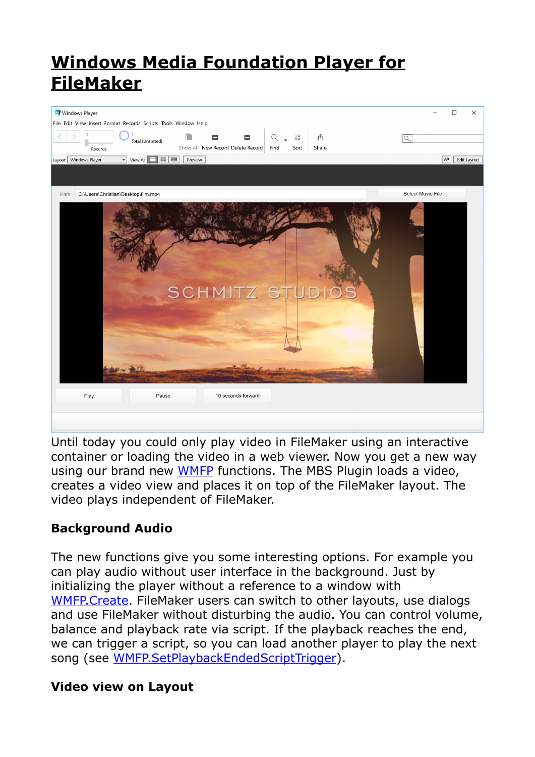# Windows Media Foundation Player for FileMaker

Until today you could only play video in FileMaker using an interactive container or loading the video in a web viewer. Now you get a new way using our brand new WMFP functions. The MBS Plugin loads a video, creates a video view and places it on top of the FileMaker layout. The video plays independent of FileMaker.

### Background Audio

The new functions give you some interesting options. For example you can play audio without user interface in the background. Just by initializing the player without a reference to a window with WMFP.Create. FileMaker users can switch to other layouts, use dialogs and use FileMaker without disturbing the audio. You can control volume, balance and playback rate via script. If the playback reaches the end, we can trigger a script, so you can load another player to play the next song (see WMFP.SetPlaybackEndedScriptTrigger).

### Video view on Layout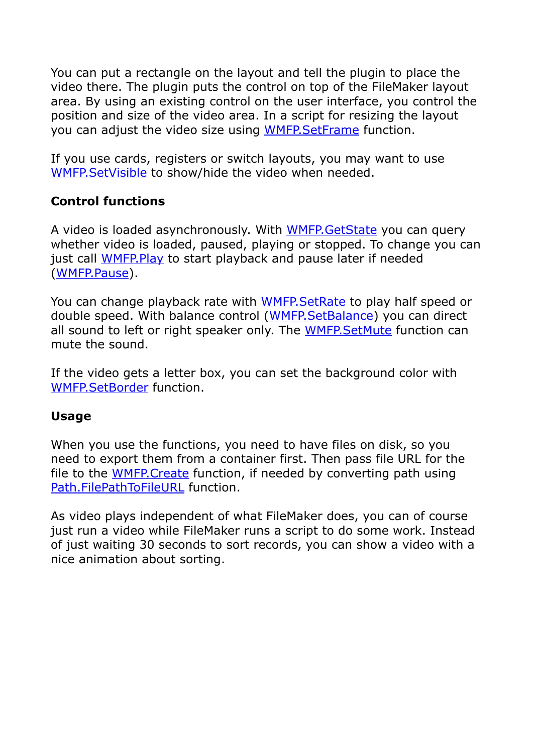You can put a rectangle on the layout and tell the plugin to place the video there. The plugin puts the control on top of the FileMaker layout area. By using an existing control on the user interface, you control the position and size of the video area. In a script for resizing the layout you can adjust the video size using WMFP.SetFrame function.

If you use cards, registers or switch layouts, you may want to use WMFP.SetVisible to show/hide the video when needed.

**Control functions**

A video is loaded asynchronously. With WMFP.GetState you can query whether video is loaded, paused, playing or stopped. To change you can just call WMFP.Play to start playback and pause later if needed (WMFP.Pause).

You can change playback rate with WMFP.SetRate to play half speed or double speed. With balance control (WMFP.SetBalance) you can direct all sound to left or right speaker only. The WMFP.SetMute function can mute the sound.

If the video gets a letter box, you can set the background color with WMFP.SetBorder function.

**Usage**

When you use the functions, you need to have files on disk, so you need to export them from a container first. Then pass file URL for the file to the WMFP.Create function, if needed by converting path using Path.FilePathToFileURL function.

As video plays independent of what FileMaker does, you can of course just run a video while FileMaker runs a script to do some work. Instead of just waiting 30 seconds to sort records, you can show a video with a nice animation about sorting.